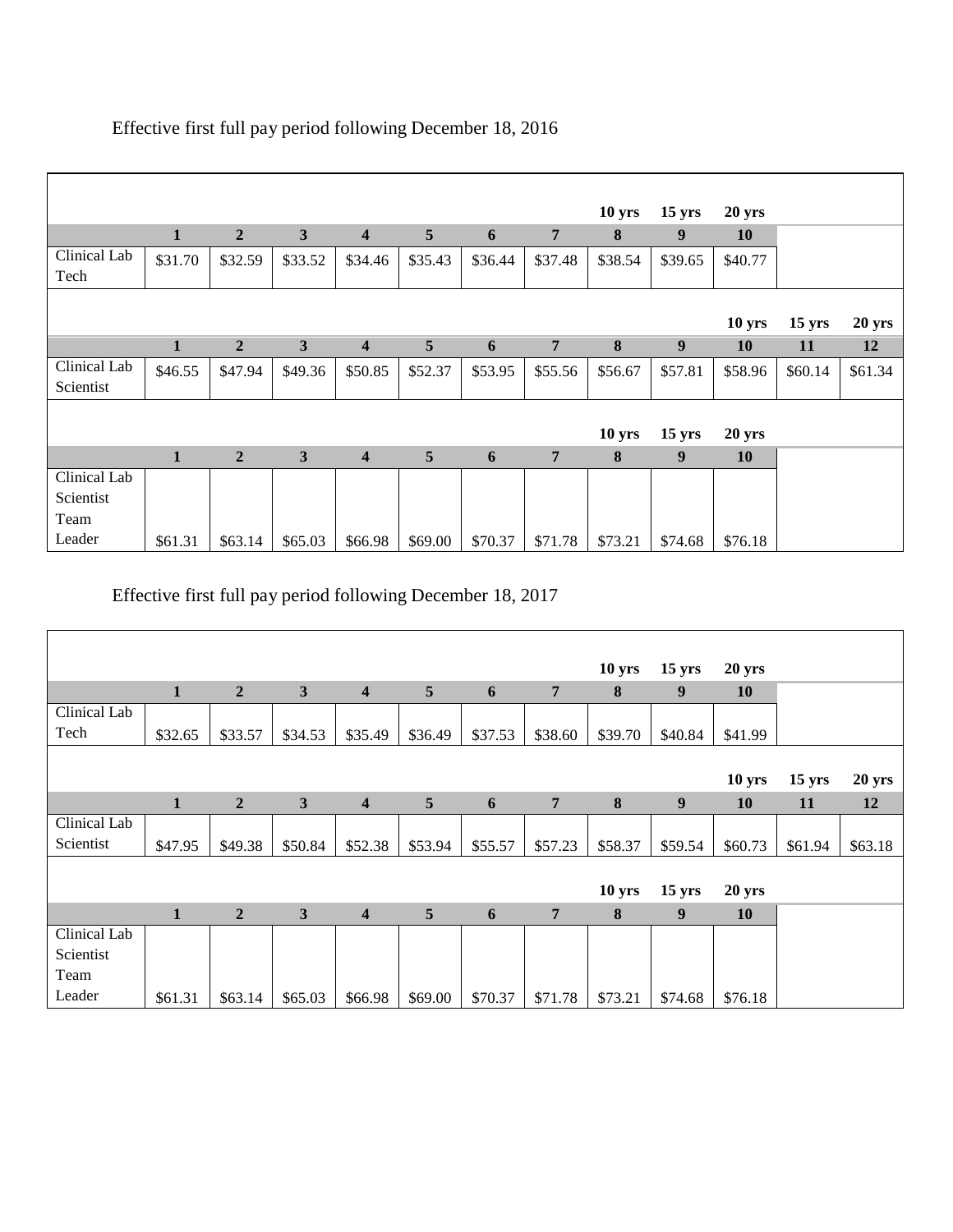Effective first full pay period following December 18, 2016

| | | | | | | | | 10 yrs | 15 yrs | 20 yrs | | |
|---|---|---|---|---|---|---|---|---|---|---|---|---|
| | **1** | **2** | **3** | **4** | **5** | **6** | **7** | **8** | **9** | **10** | | |
| Clinical Lab Tech | $31.70 | $32.59 | $33.52 | $34.46 | $35.43 | $36.44 | $37.48 | $38.54 | $39.65 | $40.77 | | |
| | | | | | | | | | | **10 yrs** | **15 yrs** | **20 yrs** |
| | **1** | **2** | **3** | **4** | **5** | **6** | **7** | **8** | **9** | **10** | **11** | **12** |
| Clinical Lab Scientist | $46.55 | $47.94 | $49.36 | $50.85 | $52.37 | $53.95 | $55.56 | $56.67 | $57.81 | $58.96 | $60.14 | $61.34 |
| | | | | | | | | **10 yrs** | **15 yrs** | **20 yrs** | | |
| | **1** | **2** | **3** | **4** | **5** | **6** | **7** | **8** | **9** | **10** | | |
| Clinical Lab Scientist Team Leader | $61.31 | $63.14 | $65.03 | $66.98 | $69.00 | $70.37 | $71.78 | $73.21 | $74.68 | $76.18 | | |

Effective first full pay period following December 18, 2017

| | | | | | | | | 10 yrs | 15 yrs | 20 yrs | | |
|---|---|---|---|---|---|---|---|---|---|---|---|---|
| | **1** | **2** | **3** | **4** | **5** | **6** | **7** | **8** | **9** | **10** | | |
| Clinical Lab Tech | $32.65 | $33.57 | $34.53 | $35.49 | $36.49 | $37.53 | $38.60 | $39.70 | $40.84 | $41.99 | | |
| | | | | | | | | | | **10 yrs** | **15 yrs** | **20 yrs** |
| | **1** | **2** | **3** | **4** | **5** | **6** | **7** | **8** | **9** | **10** | **11** | **12** |
| Clinical Lab Scientist | $47.95 | $49.38 | $50.84 | $52.38 | $53.94 | $55.57 | $57.23 | $58.37 | $59.54 | $60.73 | $61.94 | $63.18 |
| | | | | | | | | **10 yrs** | **15 yrs** | **20 yrs** | | |
| | **1** | **2** | **3** | **4** | **5** | **6** | **7** | **8** | **9** | **10** | | |
| Clinical Lab Scientist Team Leader | $61.31 | $63.14 | $65.03 | $66.98 | $69.00 | $70.37 | $71.78 | $73.21 | $74.68 | $76.18 | | |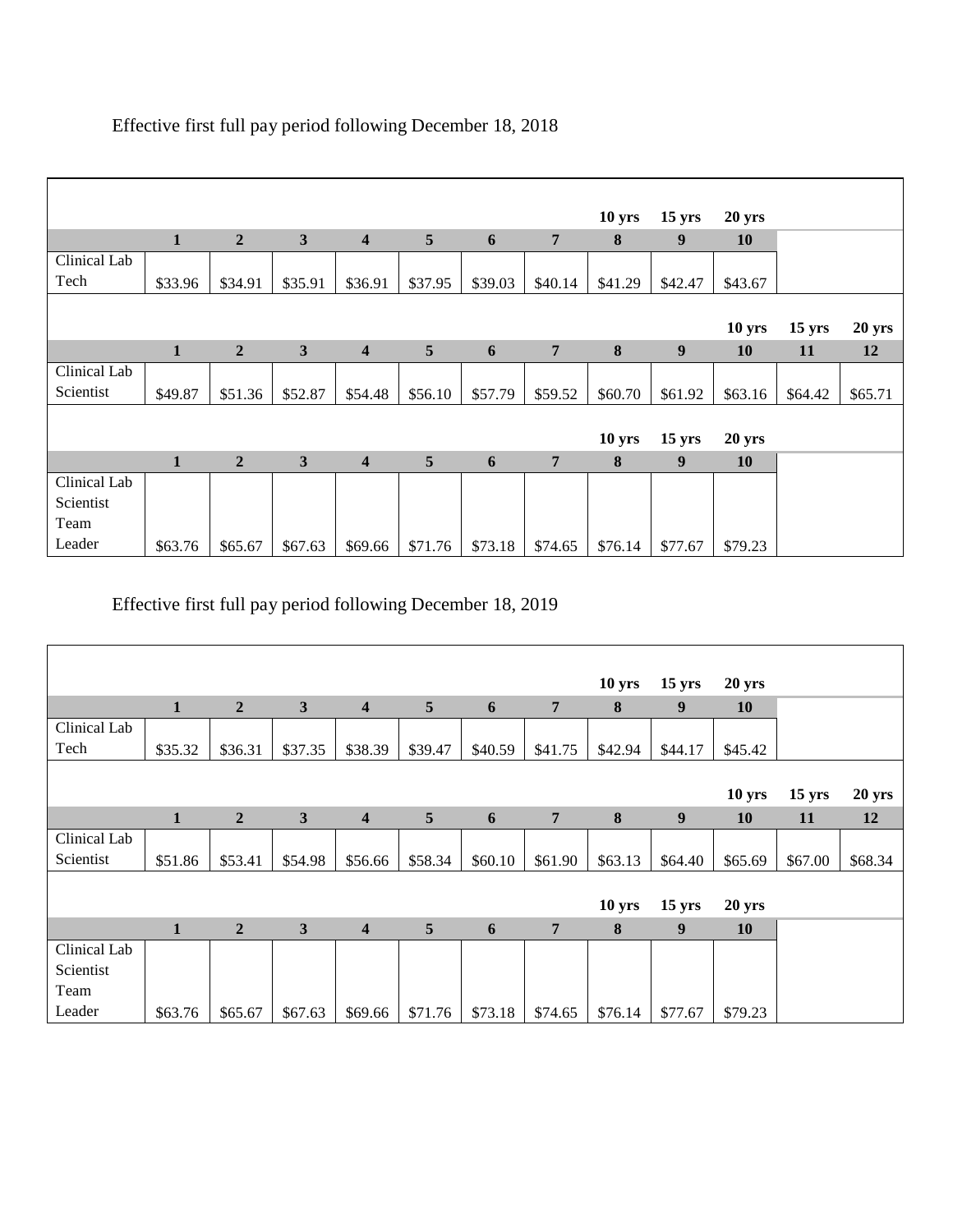Effective first full pay period following December 18, 2018

| | | | | | | | | 10 yrs | 15 yrs | 20 yrs | | |
|---|---|---|---|---|---|---|---|---|---|---|---|---|
| | **1** | **2** | **3** | **4** | **5** | **6** | **7** | **8** | **9** | **10** | | |
| Clinical Lab Tech | $33.96 | $34.91 | $35.91 | $36.91 | $37.95 | $39.03 | $40.14 | $41.29 | $42.47 | $43.67 | | |
| | | | | | | | | | | **10 yrs** | **15 yrs** | **20 yrs** |
| | **1** | **2** | **3** | **4** | **5** | **6** | **7** | **8** | **9** | **10** | **11** | **12** |
| Clinical Lab Scientist | $49.87 | $51.36 | $52.87 | $54.48 | $56.10 | $57.79 | $59.52 | $60.70 | $61.92 | $63.16 | $64.42 | $65.71 |
| | | | | | | | | **10 yrs** | **15 yrs** | **20 yrs** | | |
| | **1** | **2** | **3** | **4** | **5** | **6** | **7** | **8** | **9** | **10** | | |
| Clinical Lab Scientist Team Leader | $63.76 | $65.67 | $67.63 | $69.66 | $71.76 | $73.18 | $74.65 | $76.14 | $77.67 | $79.23 | | |

Effective first full pay period following December 18, 2019

| | | | | | | | | 10 yrs | 15 yrs | 20 yrs | | |
|---|---|---|---|---|---|---|---|---|---|---|---|---|
| | **1** | **2** | **3** | **4** | **5** | **6** | **7** | **8** | **9** | **10** | | |
| Clinical Lab Tech | $35.32 | $36.31 | $37.35 | $38.39 | $39.47 | $40.59 | $41.75 | $42.94 | $44.17 | $45.42 | | |
| | | | | | | | | | | **10 yrs** | **15 yrs** | **20 yrs** |
| | **1** | **2** | **3** | **4** | **5** | **6** | **7** | **8** | **9** | **10** | **11** | **12** |
| Clinical Lab Scientist | $51.86 | $53.41 | $54.98 | $56.66 | $58.34 | $60.10 | $61.90 | $63.13 | $64.40 | $65.69 | $67.00 | $68.34 |
| | | | | | | | | **10 yrs** | **15 yrs** | **20 yrs** | | |
| | **1** | **2** | **3** | **4** | **5** | **6** | **7** | **8** | **9** | **10** | | |
| Clinical Lab Scientist Team Leader | $63.76 | $65.67 | $67.63 | $69.66 | $71.76 | $73.18 | $74.65 | $76.14 | $77.67 | $79.23 | | |